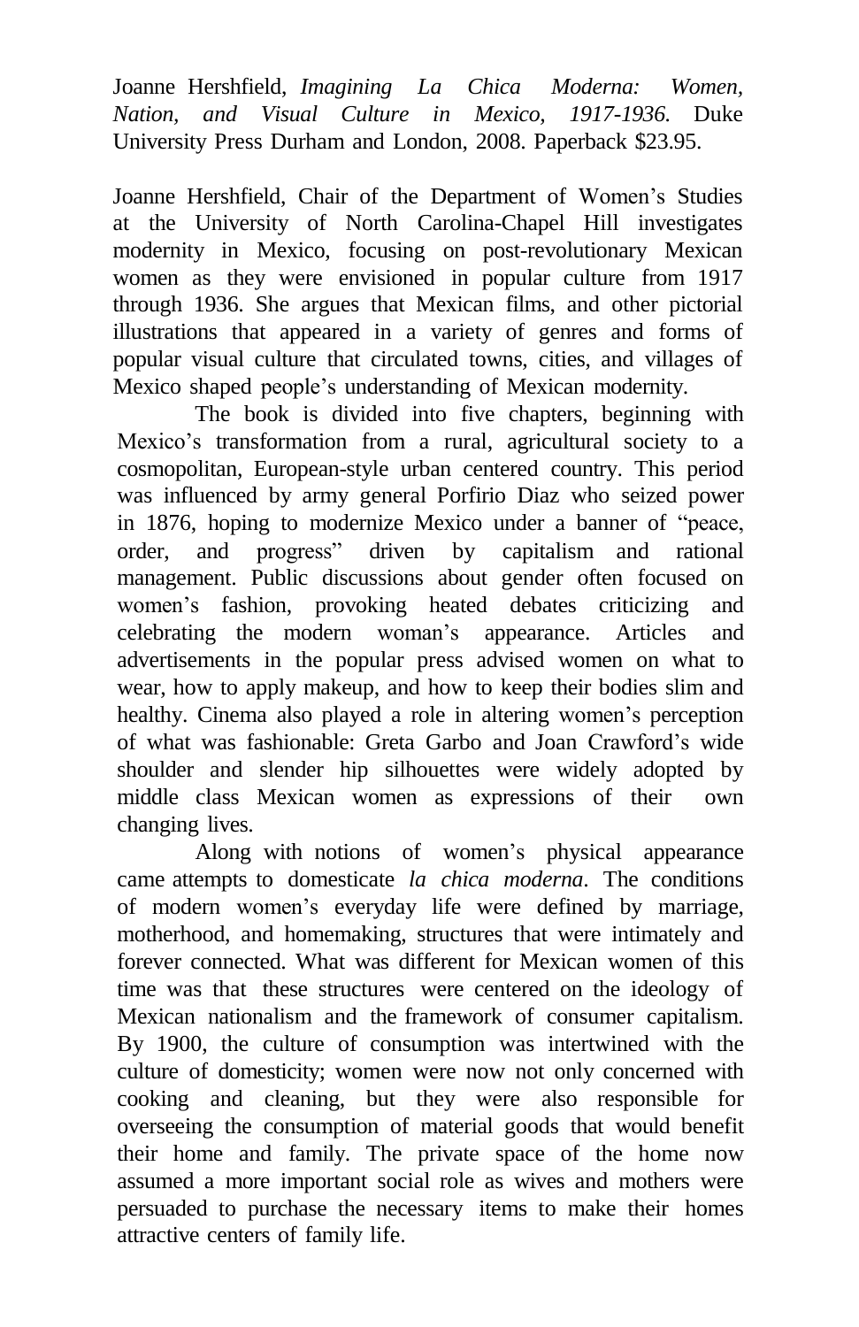Joanne Hershfield, *Imagining La Chica Moderna: Women, Nation, and Visual Culture in Mexico, 1917-1936.* Duke University Press Durham and London, 2008. Paperback $23.95.

Joanne Hershfield, Chair of the Department of Women's Studies at the University of North Carolina-Chapel Hill investigates modernity in Mexico, focusing on post-revolutionary Mexican women as they were envisioned in popular culture from 1917 through 1936. She argues that Mexican films, and other pictorial illustrations that appeared in a variety of genres and forms of popular visual culture that circulated towns, cities, and villages of Mexico shaped people's understanding of Mexican modernity.

The book is divided into five chapters, beginning with Mexico's transformation from a rural, agricultural society to a cosmopolitan, European-style urban centered country. This period was influenced by army general Porfirio Diaz who seized power in 1876, hoping to modernize Mexico under a banner of "peace, order, and progress" driven by capitalism and rational management. Public discussions about gender often focused on women's fashion, provoking heated debates criticizing and celebrating the modern woman's appearance. Articles and advertisements in the popular press advised women on what to wear, how to apply makeup, and how to keep their bodies slim and healthy. Cinema also played a role in altering women's perception of what was fashionable: Greta Garbo and Joan Crawford's wide shoulder and slender hip silhouettes were widely adopted by middle class Mexican women as expressions of their own changing lives.

Along with notions of women's physical appearance came attempts to domesticate *la chica moderna*. The conditions of modern women's everyday life were defined by marriage, motherhood, and homemaking, structures that were intimately and forever connected. What was different for Mexican women of this time was that these structures were centered on the ideology of Mexican nationalism and the framework of consumer capitalism. By 1900, the culture of consumption was intertwined with the culture of domesticity; women were now not only concerned with cooking and cleaning, but they were also responsible for overseeing the consumption of material goods that would benefit their home and family. The private space of the home now assumed a more important social role as wives and mothers were persuaded to purchase the necessary items to make their homes attractive centers of family life.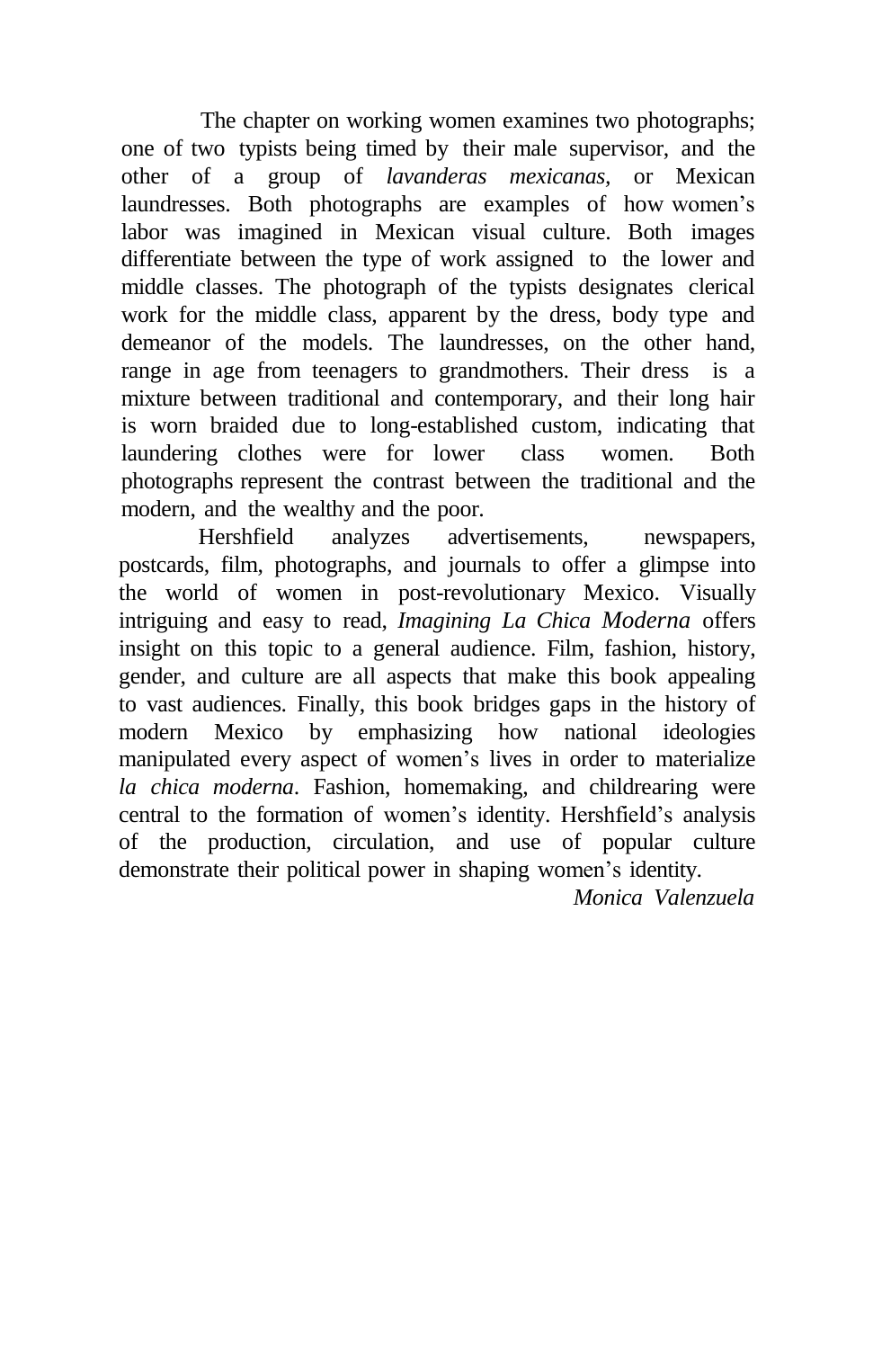The chapter on working women examines two photographs; one of two typists being timed by their male supervisor, and the other of a group of *lavanderas mexicanas*, or Mexican laundresses. Both photographs are examples of how women's labor was imagined in Mexican visual culture. Both images differentiate between the type of work assigned to the lower and middle classes. The photograph of the typists designates clerical work for the middle class, apparent by the dress, body type and demeanor of the models. The laundresses, on the other hand, range in age from teenagers to grandmothers. Their dress is a mixture between traditional and contemporary, and their long hair is worn braided due to long-established custom, indicating that laundering clothes were for lower class women. Both photographs represent the contrast between the traditional and the modern, and the wealthy and the poor.

Hershfield analyzes advertisements, newspapers, postcards, film, photographs, and journals to offer a glimpse into the world of women in post-revolutionary Mexico. Visually intriguing and easy to read, *Imagining La Chica Moderna* offers insight on this topic to a general audience. Film, fashion, history, gender, and culture are all aspects that make this book appealing to vast audiences. Finally, this book bridges gaps in the history of modern Mexico by emphasizing how national ideologies manipulated every aspect of women's lives in order to materialize *la chica moderna*. Fashion, homemaking, and childrearing were central to the formation of women's identity. Hershfield's analysis of the production, circulation, and use of popular culture demonstrate their political power in shaping women's identity.

*Monica Valenzuela*